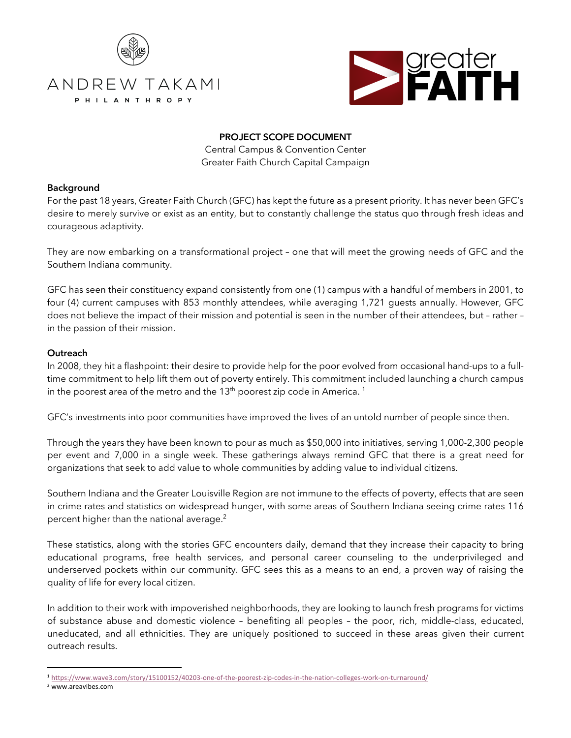ANDREW TAKAMI

PHILANTHROPY

greater FAITH

**PROJECT SCOPE DOCUMENT**

Central Campus & Convention Center

Greater Faith Church Capital Campaign

**Background**

For the past 18 years, Greater Faith Church (GFC) has kept the future as a present priority. It has never been GFC's desire to merely survive or exist as an entity, but to constantly challenge the status quo through fresh ideas and courageous adaptivity.

They are now embarking on a transformational project – one that will meet the growing needs of GFC and the Southern Indiana community.

GFC has seen their constituency expand consistently from one (1) campus with a handful of members in 2001, to four (4) current campuses with 853 monthly attendees, while averaging 1,721 guests annually. However, GFC does not believe the impact of their mission and potential is seen in the number of their attendees, but – rather – in the passion of their mission.

**Outreach**

In 2008, they hit a flashpoint: their desire to provide help for the poor evolved from occasional hand-ups to a full-time commitment to help lift them out of poverty entirely. This commitment included launching a church campus in the poorest area of the metro and the 13th poorest zip code in America. [1]

GFC's investments into poor communities have improved the lives of an untold number of people since then.

Through the years they have been known to pour as much as $50,000 into initiatives, serving 1,000-2,300 people per event and 7,000 in a single week. These gatherings always remind GFC that there is a great need for organizations that seek to add value to whole communities by adding value to individual citizens.

Southern Indiana and the Greater Louisville Region are not immune to the effects of poverty, effects that are seen in crime rates and statistics on widespread hunger, with some areas of Southern Indiana seeing crime rates 116 percent higher than the national average.[2]

These statistics, along with the stories GFC encounters daily, demand that they increase their capacity to bring educational programs, free health services, and personal career counseling to the underprivileged and underserved pockets within our community. GFC sees this as a means to an end, a proven way of raising the quality of life for every local citizen.

In addition to their work with impoverished neighborhoods, they are looking to launch fresh programs for victims of substance abuse and domestic violence – benefiting all peoples – the poor, rich, middle-class, educated, uneducated, and all ethnicities. They are uniquely positioned to succeed in these areas given their current outreach results.

---

[1] https://www.wave3.com/story/15100152/40203-one-of-the-poorest-zip-codes-in-the-nation-colleges-work-on-turnaround/

[2] www.areavibes.com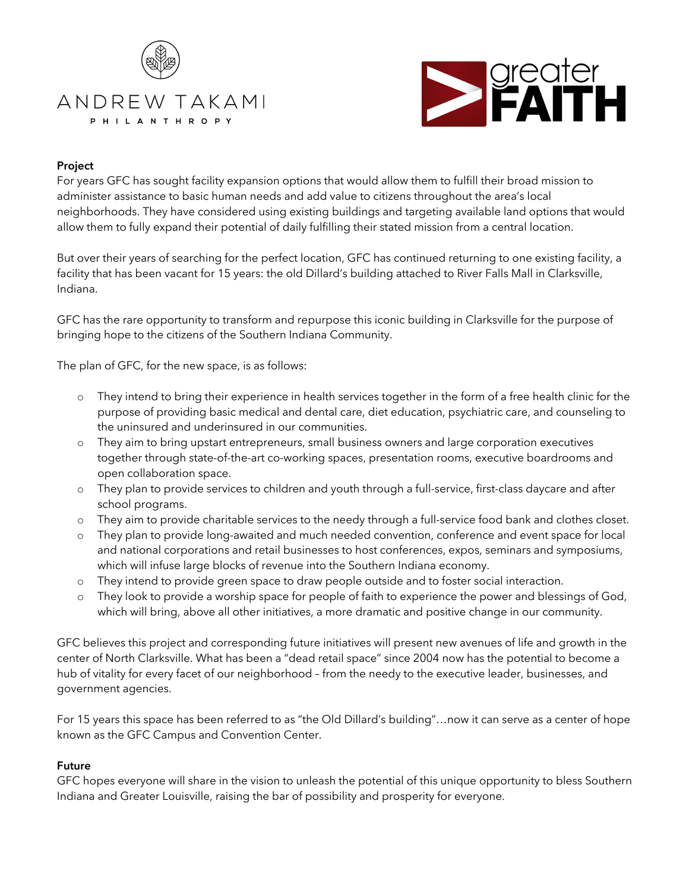ANDREW TAKAMI
PHILANTHROPY

greater FAITH

**Project**

For years GFC has sought facility expansion options that would allow them to fulfill their broad mission to administer assistance to basic human needs and add value to citizens throughout the area's local neighborhoods. They have considered using existing buildings and targeting available land options that would allow them to fully expand their potential of daily fulfilling their stated mission from a central location.

But over their years of searching for the perfect location, GFC has continued returning to one existing facility, a facility that has been vacant for 15 years: the old Dillard's building attached to River Falls Mall in Clarksville, Indiana.

GFC has the rare opportunity to transform and repurpose this iconic building in Clarksville for the purpose of bringing hope to the citizens of the Southern Indiana Community.

The plan of GFC, for the new space, is as follows:

- They intend to bring their experience in health services together in the form of a free health clinic for the purpose of providing basic medical and dental care, diet education, psychiatric care, and counseling to the uninsured and underinsured in our communities.
- They aim to bring upstart entrepreneurs, small business owners and large corporation executives together through state-of-the-art co-working spaces, presentation rooms, executive boardrooms and open collaboration space.
- They plan to provide services to children and youth through a full-service, first-class daycare and after school programs.
- They aim to provide charitable services to the needy through a full-service food bank and clothes closet.
- They plan to provide long-awaited and much needed convention, conference and event space for local and national corporations and retail businesses to host conferences, expos, seminars and symposiums, which will infuse large blocks of revenue into the Southern Indiana economy.
- They intend to provide green space to draw people outside and to foster social interaction.
- They look to provide a worship space for people of faith to experience the power and blessings of God, which will bring, above all other initiatives, a more dramatic and positive change in our community.

GFC believes this project and corresponding future initiatives will present new avenues of life and growth in the center of North Clarksville. What has been a "dead retail space" since 2004 now has the potential to become a hub of vitality for every facet of our neighborhood – from the needy to the executive leader, businesses, and government agencies.

For 15 years this space has been referred to as "the Old Dillard's building"…now it can serve as a center of hope known as the GFC Campus and Convention Center.

**Future**

GFC hopes everyone will share in the vision to unleash the potential of this unique opportunity to bless Southern Indiana and Greater Louisville, raising the bar of possibility and prosperity for everyone.